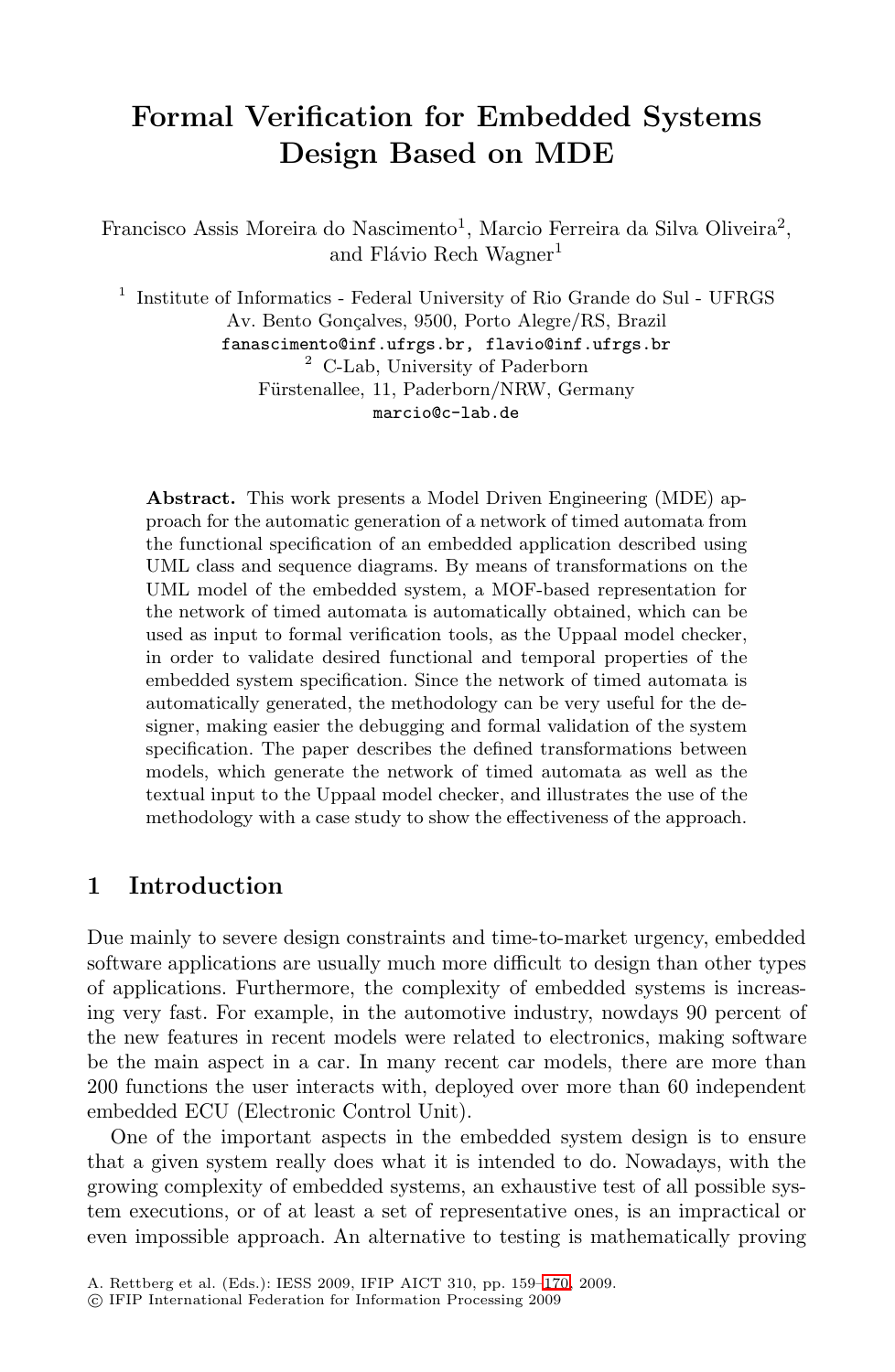# Formal Verification for Embedded Systems Design Based on MDE

Francisco Assis Moreira do Nascimento[1], Marcio Ferreira da Silva Oliveira[2], and Flávio Rech Wagner[1]

[1] Institute of Informatics - Federal University of Rio Grande do Sul - UFRGS
Av. Bento Gonçalves, 9500, Porto Alegre/RS, Brazil
fanascimento@inf.ufrgs.br, flavio@inf.ufrgs.br

[2] C-Lab, University of Paderborn
Fürstenallee, 11, Paderborn/NRW, Germany
marcio@c-lab.de

**Abstract.** This work presents a Model Driven Engineering (MDE) approach for the automatic generation of a network of timed automata from the functional specification of an embedded application described using UML class and sequence diagrams. By means of transformations on the UML model of the embedded system, a MOF-based representation for the network of timed automata is automatically obtained, which can be used as input to formal verification tools, as the Uppaal model checker, in order to validate desired functional and temporal properties of the embedded system specification. Since the network of timed automata is automatically generated, the methodology can be very useful for the designer, making easier the debugging and formal validation of the system specification. The paper describes the defined transformations between models, which generate the network of timed automata as well as the textual input to the Uppaal model checker, and illustrates the use of the methodology with a case study to show the effectiveness of the approach.

## 1 Introduction

Due mainly to severe design constraints and time-to-market urgency, embedded software applications are usually much more difficult to design than other types of applications. Furthermore, the complexity of embedded systems is increasing very fast. For example, in the automotive industry, nowdays 90 percent of the new features in recent models were related to electronics, making software be the main aspect in a car. In many recent car models, there are more than 200 functions the user interacts with, deployed over more than 60 independent embedded ECU (Electronic Control Unit).

One of the important aspects in the embedded system design is to ensure that a given system really does what it is intended to do. Nowadays, with the growing complexity of embedded systems, an exhaustive test of all possible system executions, or of at least a set of representative ones, is an impractical or even impossible approach. An alternative to testing is mathematically proving

A. Rettberg et al. (Eds.): IESS 2009, IFIP AICT 310, pp. 159–170, 2009.
© IFIP International Federation for Information Processing 2009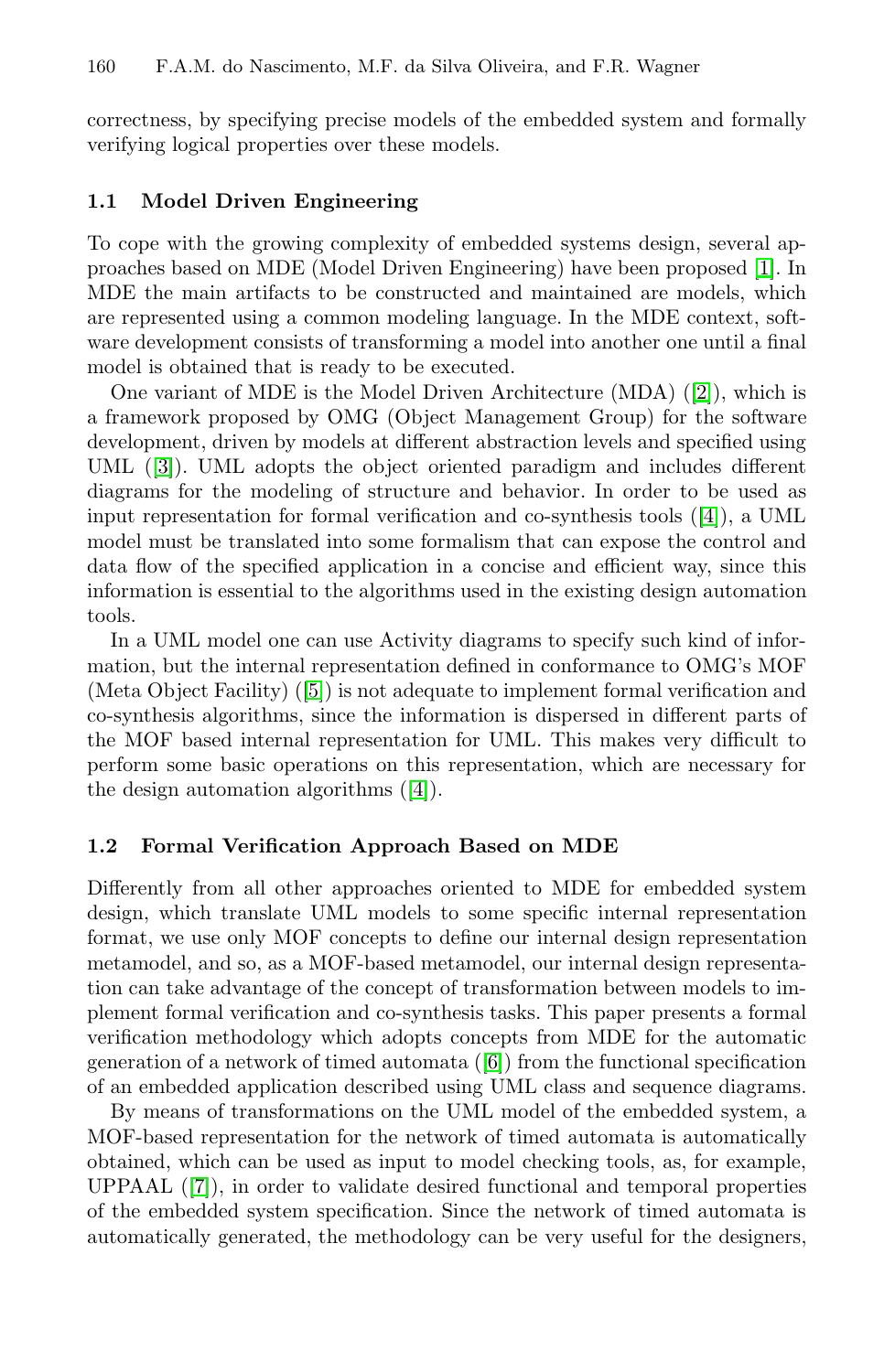correctness, by specifying precise models of the embedded system and formally verifying logical properties over these models.

### 1.1 Model Driven Engineering

To cope with the growing complexity of embedded systems design, several approaches based on MDE (Model Driven Engineering) have been proposed [1]. In MDE the main artifacts to be constructed and maintained are models, which are represented using a common modeling language. In the MDE context, software development consists of transforming a model into another one until a final model is obtained that is ready to be executed.

One variant of MDE is the Model Driven Architecture (MDA) ([2]), which is a framework proposed by OMG (Object Management Group) for the software development, driven by models at different abstraction levels and specified using UML ([3]). UML adopts the object oriented paradigm and includes different diagrams for the modeling of structure and behavior. In order to be used as input representation for formal verification and co-synthesis tools ([4]), a UML model must be translated into some formalism that can expose the control and data flow of the specified application in a concise and efficient way, since this information is essential to the algorithms used in the existing design automation tools.

In a UML model one can use Activity diagrams to specify such kind of information, but the internal representation defined in conformance to OMG's MOF (Meta Object Facility) ([5]) is not adequate to implement formal verification and co-synthesis algorithms, since the information is dispersed in different parts of the MOF based internal representation for UML. This makes very difficult to perform some basic operations on this representation, which are necessary for the design automation algorithms ([4]).

### 1.2 Formal Verification Approach Based on MDE

Differently from all other approaches oriented to MDE for embedded system design, which translate UML models to some specific internal representation format, we use only MOF concepts to define our internal design representation metamodel, and so, as a MOF-based metamodel, our internal design representation can take advantage of the concept of transformation between models to implement formal verification and co-synthesis tasks. This paper presents a formal verification methodology which adopts concepts from MDE for the automatic generation of a network of timed automata ([6]) from the functional specification of an embedded application described using UML class and sequence diagrams.

By means of transformations on the UML model of the embedded system, a MOF-based representation for the network of timed automata is automatically obtained, which can be used as input to model checking tools, as, for example, UPPAAL ([7]), in order to validate desired functional and temporal properties of the embedded system specification. Since the network of timed automata is automatically generated, the methodology can be very useful for the designers,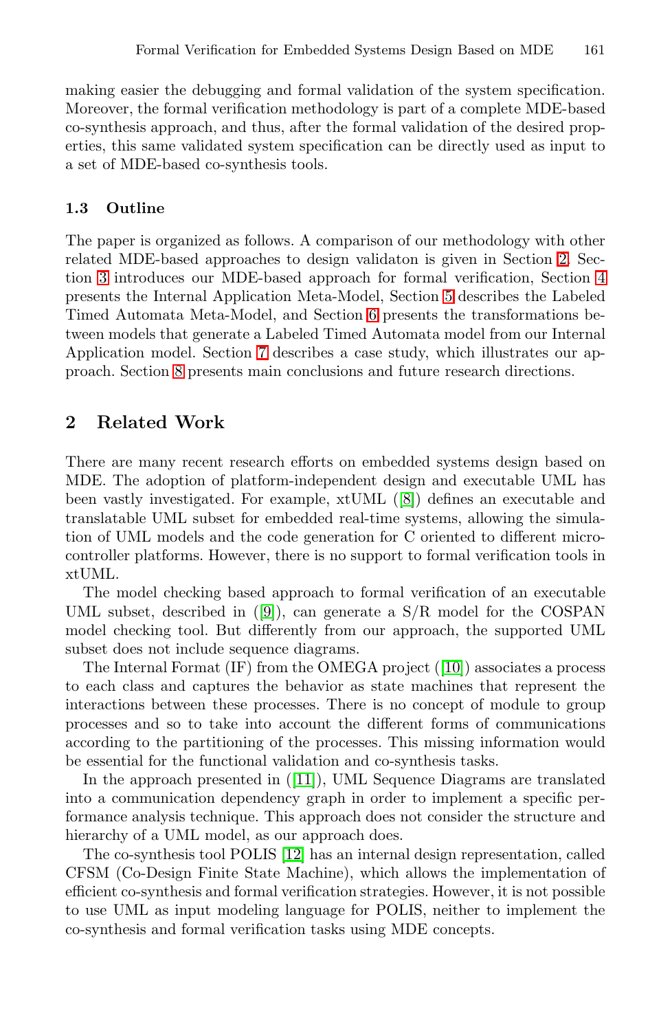making easier the debugging and formal validation of the system specification. Moreover, the formal verification methodology is part of a complete MDE-based co-synthesis approach, and thus, after the formal validation of the desired properties, this same validated system specification can be directly used as input to a set of MDE-based co-synthesis tools.

### 1.3 Outline

The paper is organized as follows. A comparison of our methodology with other related MDE-based approaches to design validaton is given in Section 2. Section 3 introduces our MDE-based approach for formal verification, Section 4 presents the Internal Application Meta-Model, Section 5 describes the Labeled Timed Automata Meta-Model, and Section 6 presents the transformations between models that generate a Labeled Timed Automata model from our Internal Application model. Section 7 describes a case study, which illustrates our approach. Section 8 presents main conclusions and future research directions.

## 2 Related Work

There are many recent research efforts on embedded systems design based on MDE. The adoption of platform-independent design and executable UML has been vastly investigated. For example, xtUML ([8]) defines an executable and translatable UML subset for embedded real-time systems, allowing the simulation of UML models and the code generation for C oriented to different micro-controller platforms. However, there is no support to formal verification tools in xtUML.

The model checking based approach to formal verification of an executable UML subset, described in ([9]), can generate a S/R model for the COSPAN model checking tool. But differently from our approach, the supported UML subset does not include sequence diagrams.

The Internal Format (IF) from the OMEGA project ([10]) associates a process to each class and captures the behavior as state machines that represent the interactions between these processes. There is no concept of module to group processes and so to take into account the different forms of communications according to the partitioning of the processes. This missing information would be essential for the functional validation and co-synthesis tasks.

In the approach presented in ([11]), UML Sequence Diagrams are translated into a communication dependency graph in order to implement a specific performance analysis technique. This approach does not consider the structure and hierarchy of a UML model, as our approach does.

The co-synthesis tool POLIS [12] has an internal design representation, called CFSM (Co-Design Finite State Machine), which allows the implementation of efficient co-synthesis and formal verification strategies. However, it is not possible to use UML as input modeling language for POLIS, neither to implement the co-synthesis and formal verification tasks using MDE concepts.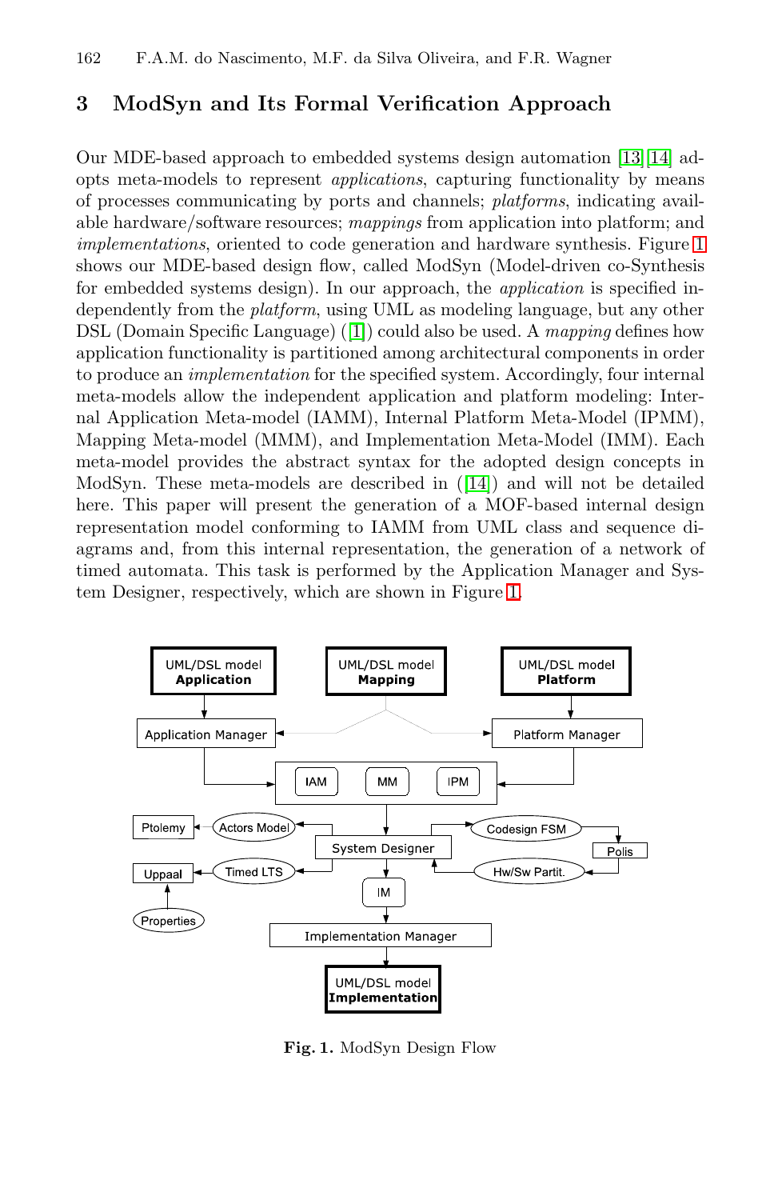## 3 ModSyn and Its Formal Verification Approach

Our MDE-based approach to embedded systems design automation [13][14] adopts meta-models to represent *applications*, capturing functionality by means of processes communicating by ports and channels; *platforms*, indicating available hardware/software resources; *mappings* from application into platform; and *implementations*, oriented to code generation and hardware synthesis. Figure 1 shows our MDE-based design flow, called ModSyn (Model-driven co-Synthesis for embedded systems design). In our approach, the *application* is specified independently from the *platform*, using UML as modeling language, but any other DSL (Domain Specific Language) ([1]) could also be used. A *mapping* defines how application functionality is partitioned among architectural components in order to produce an *implementation* for the specified system. Accordingly, four internal meta-models allow the independent application and platform modeling: Internal Application Meta-model (IAMM), Internal Platform Meta-Model (IPMM), Mapping Meta-model (MMM), and Implementation Meta-Model (IMM). Each meta-model provides the abstract syntax for the adopted design concepts in ModSyn. These meta-models are described in ([14]) and will not be detailed here. This paper will present the generation of a MOF-based internal design representation model conforming to IAMM from UML class and sequence diagrams and, from this internal representation, the generation of a network of timed automata. This task is performed by the Application Manager and System Designer, respectively, which are shown in Figure 1.

**Fig. 1.** ModSyn Design Flow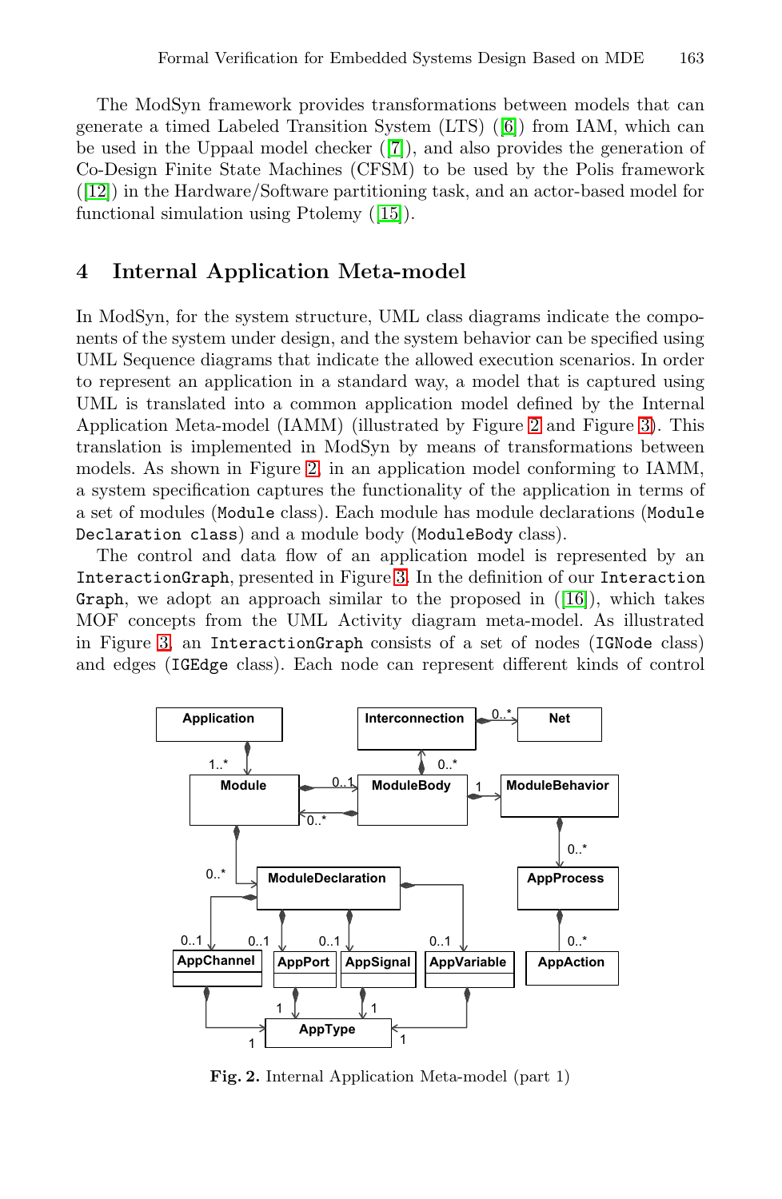The ModSyn framework provides transformations between models that can generate a timed Labeled Transition System (LTS) ([6]) from IAM, which can be used in the Uppaal model checker ([7]), and also provides the generation of Co-Design Finite State Machines (CFSM) to be used by the Polis framework ([12]) in the Hardware/Software partitioning task, and an actor-based model for functional simulation using Ptolemy ([15]).

## 4 Internal Application Meta-model

In ModSyn, for the system structure, UML class diagrams indicate the components of the system under design, and the system behavior can be specified using UML Sequence diagrams that indicate the allowed execution scenarios. In order to represent an application in a standard way, a model that is captured using UML is translated into a common application model defined by the Internal Application Meta-model (IAMM) (illustrated by Figure 2 and Figure 3). This translation is implemented in ModSyn by means of transformations between models. As shown in Figure 2, in an application model conforming to IAMM, a system specification captures the functionality of the application in terms of a set of modules (`Module` class). Each module has module declarations (`Module Declaration class`) and a module body (`ModuleBody` class).

The control and data flow of an application model is represented by an `InteractionGraph`, presented in Figure 3. In the definition of our `Interaction Graph`, we adopt an approach similar to the proposed in ([16]), which takes MOF concepts from the UML Activity diagram meta-model. As illustrated in Figure 3, an `InteractionGraph` consists of a set of nodes (`IGNode` class) and edges (`IGEdge` class). Each node can represent different kinds of control

**Fig. 2.** Internal Application Meta-model (part 1)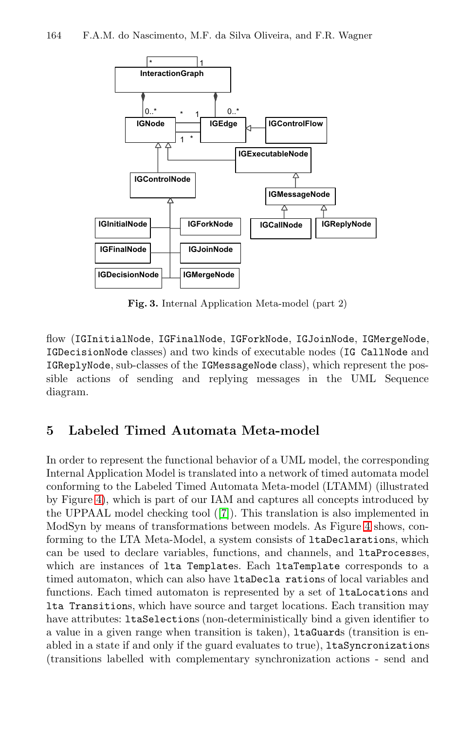**Fig. 3.** Internal Application Meta-model (part 2)

flow (IGInitialNode, IGFinalNode, IGForkNode, IGJoinNode, IGMergeNode, IGDecisionNode classes) and two kinds of executable nodes (IG CallNode and IGReplyNode, sub-classes of the IGMessageNode class), which represent the possible actions of sending and replying messages in the UML Sequence diagram.

## 5 Labeled Timed Automata Meta-model

In order to represent the functional behavior of a UML model, the corresponding Internal Application Model is translated into a network of timed automata model conforming to the Labeled Timed Automata Meta-model (LTAMM) (illustrated by Figure 4), which is part of our IAM and captures all concepts introduced by the UPPAAL model checking tool ([7]). This translation is also implemented in ModSyn by means of transformations between models. As Figure 4 shows, conforming to the LTA Meta-Model, a system consists of ltaDeclarations, which can be used to declare variables, functions, and channels, and ltaProcesses, which are instances of lta Templates. Each ltaTemplate corresponds to a timed automaton, which can also have ltaDecla rations of local variables and functions. Each timed automaton is represented by a set of ltaLocations and lta Transitions, which have source and target locations. Each transition may have attributes: ltaSelections (non-deterministically bind a given identifier to a value in a given range when transition is taken), ltaGuards (transition is enabled in a state if and only if the guard evaluates to true), ltaSyncronizations (transitions labelled with complementary synchronization actions - send and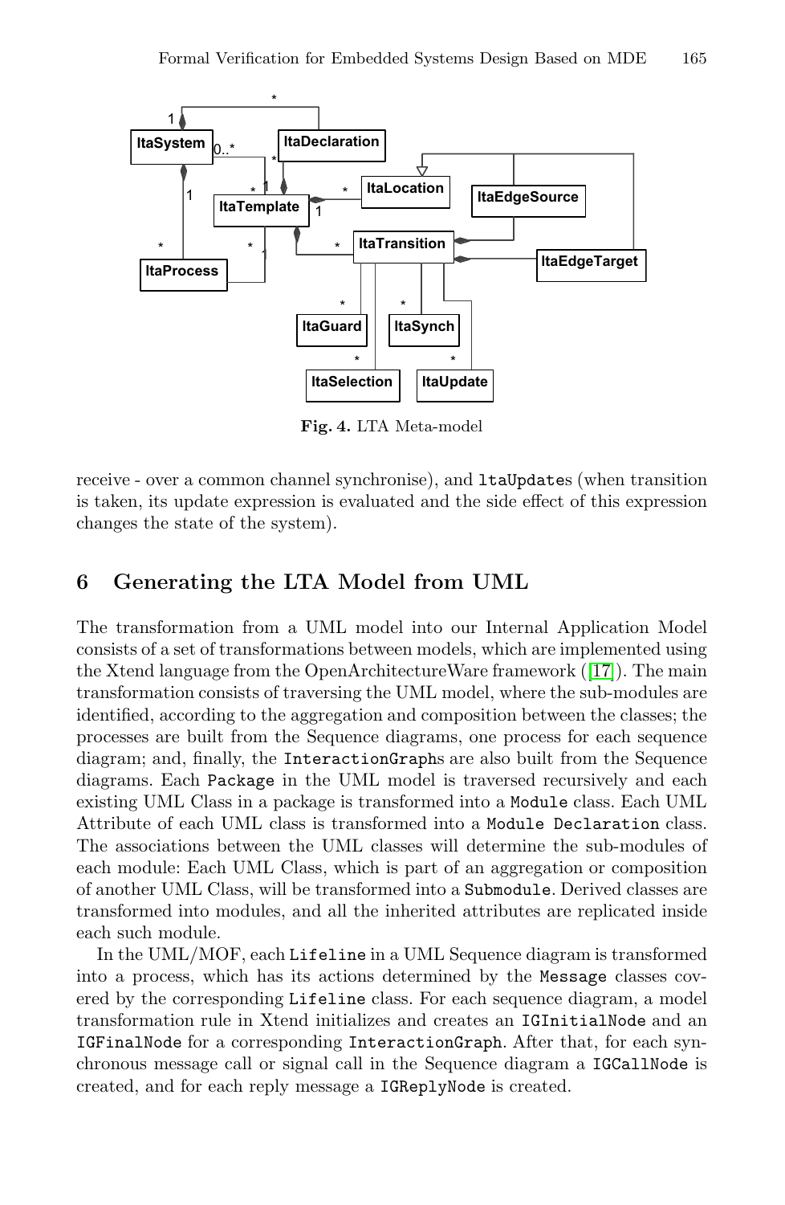Fig. 4. LTA Meta-model

receive - over a common channel synchronise), and `ltaUpdate`s (when transition is taken, its update expression is evaluated and the side effect of this expression changes the state of the system).

## 6 Generating the LTA Model from UML

The transformation from a UML model into our Internal Application Model consists of a set of transformations between models, which are implemented using the Xtend language from the OpenArchitectureWare framework ([17]). The main transformation consists of traversing the UML model, where the sub-modules are identified, according to the aggregation and composition between the classes; the processes are built from the Sequence diagrams, one process for each sequence diagram; and, finally, the `InteractionGraph`s are also built from the Sequence diagrams. Each `Package` in the UML model is traversed recursively and each existing UML Class in a package is transformed into a `Module` class. Each UML Attribute of each UML class is transformed into a `Module Declaration` class. The associations between the UML classes will determine the sub-modules of each module: Each UML Class, which is part of an aggregation or composition of another UML Class, will be transformed into a `Submodule`. Derived classes are transformed into modules, and all the inherited attributes are replicated inside each such module.

In the UML/MOF, each `Lifeline` in a UML Sequence diagram is transformed into a process, which has its actions determined by the `Message` classes covered by the corresponding `Lifeline` class. For each sequence diagram, a model transformation rule in Xtend initializes and creates an `IGInitialNode` and an `IGFinalNode` for a corresponding `InteractionGraph`. After that, for each synchronous message call or signal call in the Sequence diagram a `IGCallNode` is created, and for each reply message a `IGReplyNode` is created.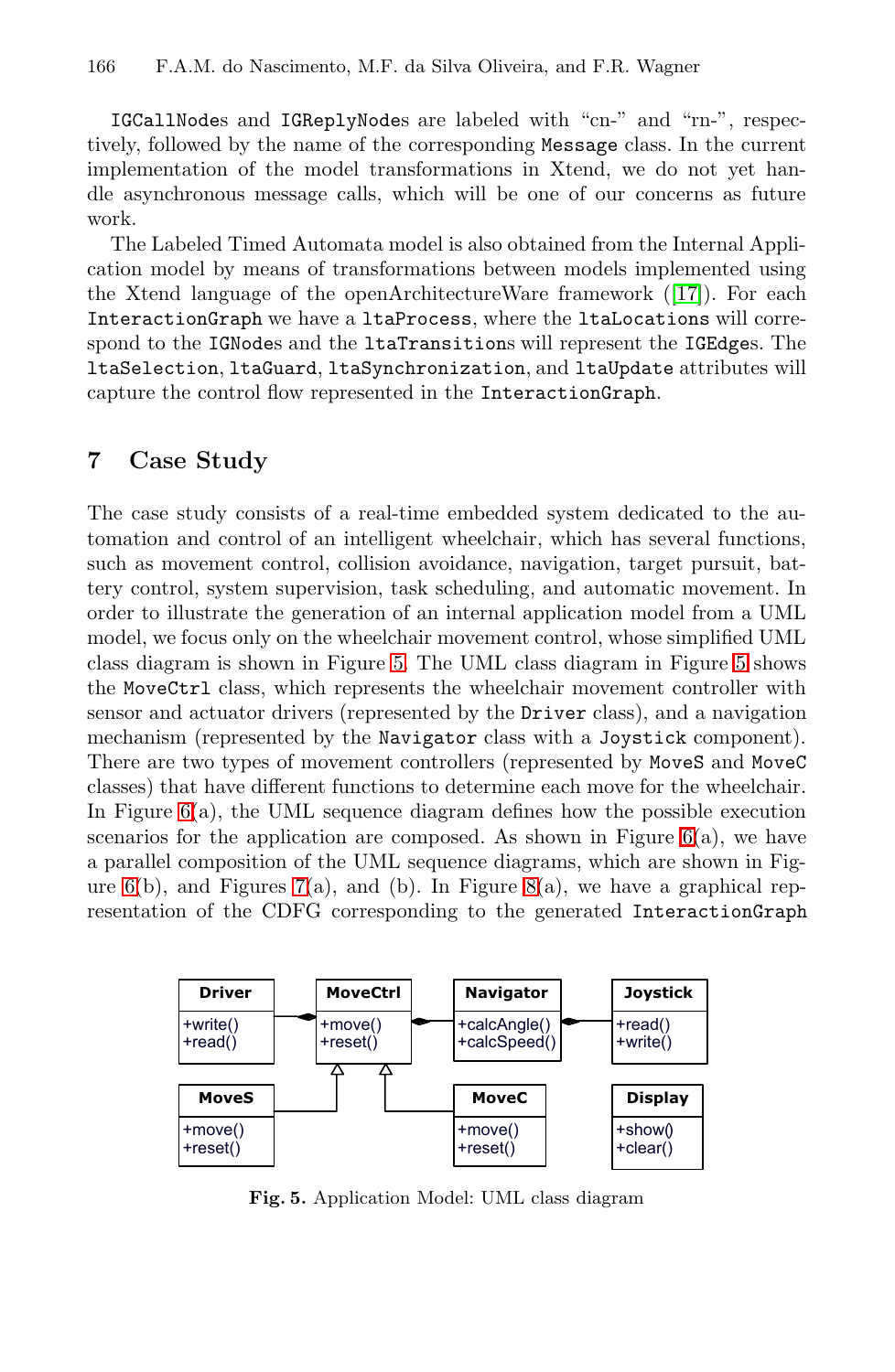IGCallNodes and IGReplyNodes are labeled with "cn-" and "rn-", respectively, followed by the name of the corresponding Message class. In the current implementation of the model transformations in Xtend, we do not yet handle asynchronous message calls, which will be one of our concerns as future work.

The Labeled Timed Automata model is also obtained from the Internal Application model by means of transformations between models implemented using the Xtend language of the openArchitectureWare framework ([17]). For each InteractionGraph we have a ltaProcess, where the ltaLocations will correspond to the IGNodes and the ltaTransitions will represent the IGEdges. The ltaSelection, ltaGuard, ltaSynchronization, and ltaUpdate attributes will capture the control flow represented in the InteractionGraph.

## 7 Case Study

The case study consists of a real-time embedded system dedicated to the automation and control of an intelligent wheelchair, which has several functions, such as movement control, collision avoidance, navigation, target pursuit, battery control, system supervision, task scheduling, and automatic movement. In order to illustrate the generation of an internal application model from a UML model, we focus only on the wheelchair movement control, whose simplified UML class diagram is shown in Figure 5. The UML class diagram in Figure 5 shows the MoveCtrl class, which represents the wheelchair movement controller with sensor and actuator drivers (represented by the Driver class), and a navigation mechanism (represented by the Navigator class with a Joystick component). There are two types of movement controllers (represented by MoveS and MoveC classes) that have different functions to determine each move for the wheelchair. In Figure 6(a), the UML sequence diagram defines how the possible execution scenarios for the application are composed. As shown in Figure 6(a), we have a parallel composition of the UML sequence diagrams, which are shown in Figure 6(b), and Figures 7(a), and (b). In Figure 8(a), we have a graphical representation of the CDFG corresponding to the generated InteractionGraph

| Driver | MoveCtrl | Navigator | Joystick |
|---|---|---|---|
| +write() +read() | +move() +reset() | +calcAngle() +calcSpeed() | +read() +write() |

| MoveS | MoveC | Display |
|---|---|---|
| +move() +reset() | +move() +reset() | +show() +clear() |

**Fig. 5.** Application Model: UML class diagram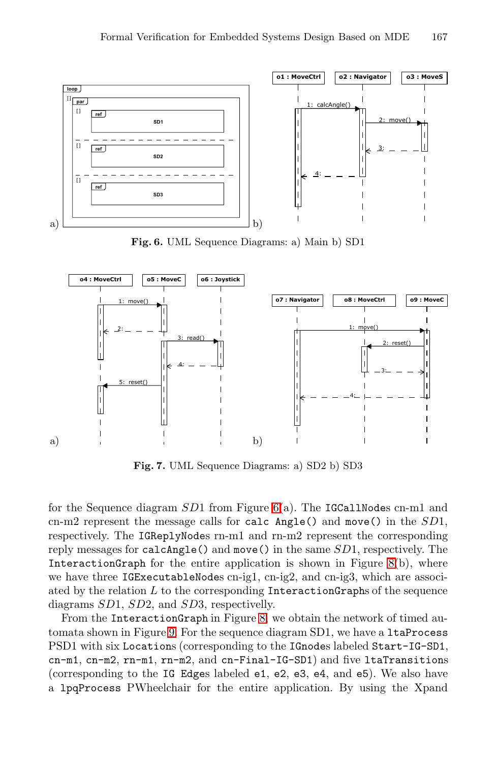**Fig. 6.** UML Sequence Diagrams: a) Main b) SD1

**Fig. 7.** UML Sequence Diagrams: a) SD2 b) SD3

for the Sequence diagram $SD1$ from Figure 6(a). The `IGCallNodes` cn-m1 and cn-m2 represent the message calls for `calc Angle()` and `move()` in the $SD1$, respectively. The `IGReplyNodes` rn-m1 and rn-m2 represent the corresponding reply messages for `calcAngle()` and `move()` in the same $SD1$, respectively. The `InteractionGraph` for the entire application is shown in Figure 8(b), where we have three `IGExecutableNodes` cn-ig1, cn-ig2, and cn-ig3, which are associated by the relation $L$ to the corresponding `InteractionGraphs` of the sequence diagrams $SD1$, $SD2$, and $SD3$, respectively.

From the `InteractionGraph` in Figure 8, we obtain the network of timed automata shown in Figure 9. For the sequence diagram SD1, we have a `ltaProcess` PSD1 with six `Locations` (corresponding to the `IGnodes` labeled `Start-IG-SD1`, `cn-m1`, `cn-m2`, `rn-m1`, `rn-m2`, and `cn-Final-IG-SD1`) and five `ltaTransitions` (corresponding to the `IG Edges` labeled `e1`, `e2`, `e3`, `e4`, and `e5`). We also have a `lpqProcess` PWheelchair for the entire application. By using the Xpand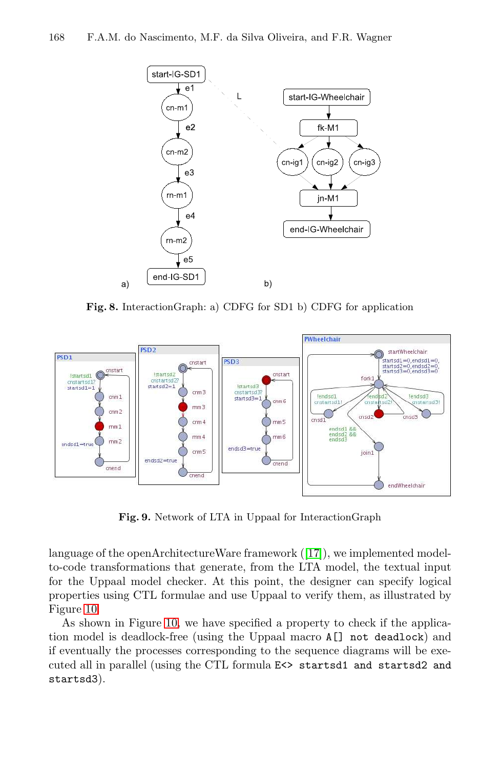**Fig. 8.** InteractionGraph: a) CDFG for SD1 b) CDFG for application

**Fig. 9.** Network of LTA in Uppaal for InteractionGraph

language of the openArchitectureWare framework ([17]), we implemented model-to-code transformations that generate, from the LTA model, the textual input for the Uppaal model checker. At this point, the designer can specify logical properties using CTL formulae and use Uppaal to verify them, as illustrated by Figure 10.

As shown in Figure 10, we have specified a property to check if the application model is deadlock-free (using the Uppaal macro `A[] not deadlock`) and if eventually the processes corresponding to the sequence diagrams will be executed all in parallel (using the CTL formula `E<> startsd1 and startsd2 and startsd3`).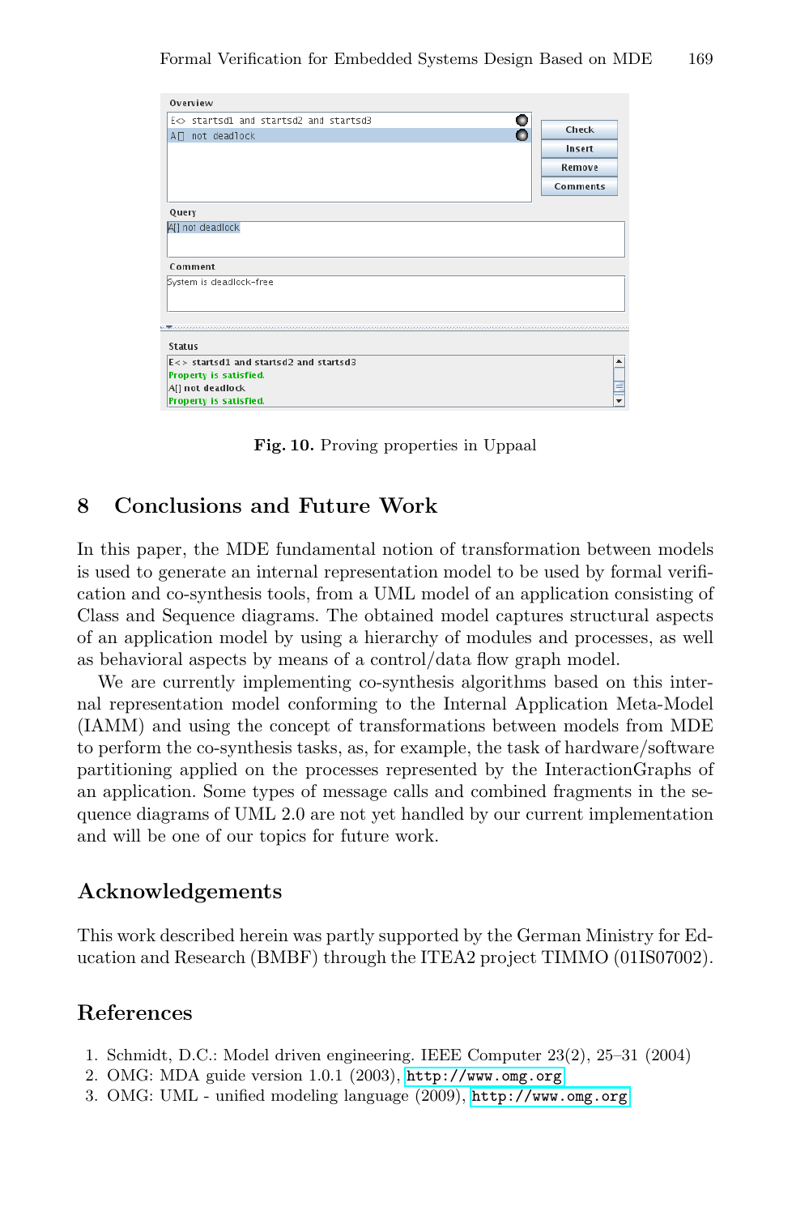Fig. 10. Proving properties in Uppaal

## 8 Conclusions and Future Work

In this paper, the MDE fundamental notion of transformation between models is used to generate an internal representation model to be used by formal verification and co-synthesis tools, from a UML model of an application consisting of Class and Sequence diagrams. The obtained model captures structural aspects of an application model by using a hierarchy of modules and processes, as well as behavioral aspects by means of a control/data flow graph model.

We are currently implementing co-synthesis algorithms based on this internal representation model conforming to the Internal Application Meta-Model (IAMM) and using the concept of transformations between models from MDE to perform the co-synthesis tasks, as, for example, the task of hardware/software partitioning applied on the processes represented by the InteractionGraphs of an application. Some types of message calls and combined fragments in the sequence diagrams of UML 2.0 are not yet handled by our current implementation and will be one of our topics for future work.

## Acknowledgements

This work described herein was partly supported by the German Ministry for Education and Research (BMBF) through the ITEA2 project TIMMO (01IS07002).

## References

1. Schmidt, D.C.: Model driven engineering. IEEE Computer 23(2), 25–31 (2004)
2. OMG: MDA guide version 1.0.1 (2003), `http://www.omg.org`
3. OMG: UML - unified modeling language (2009), `http://www.omg.org`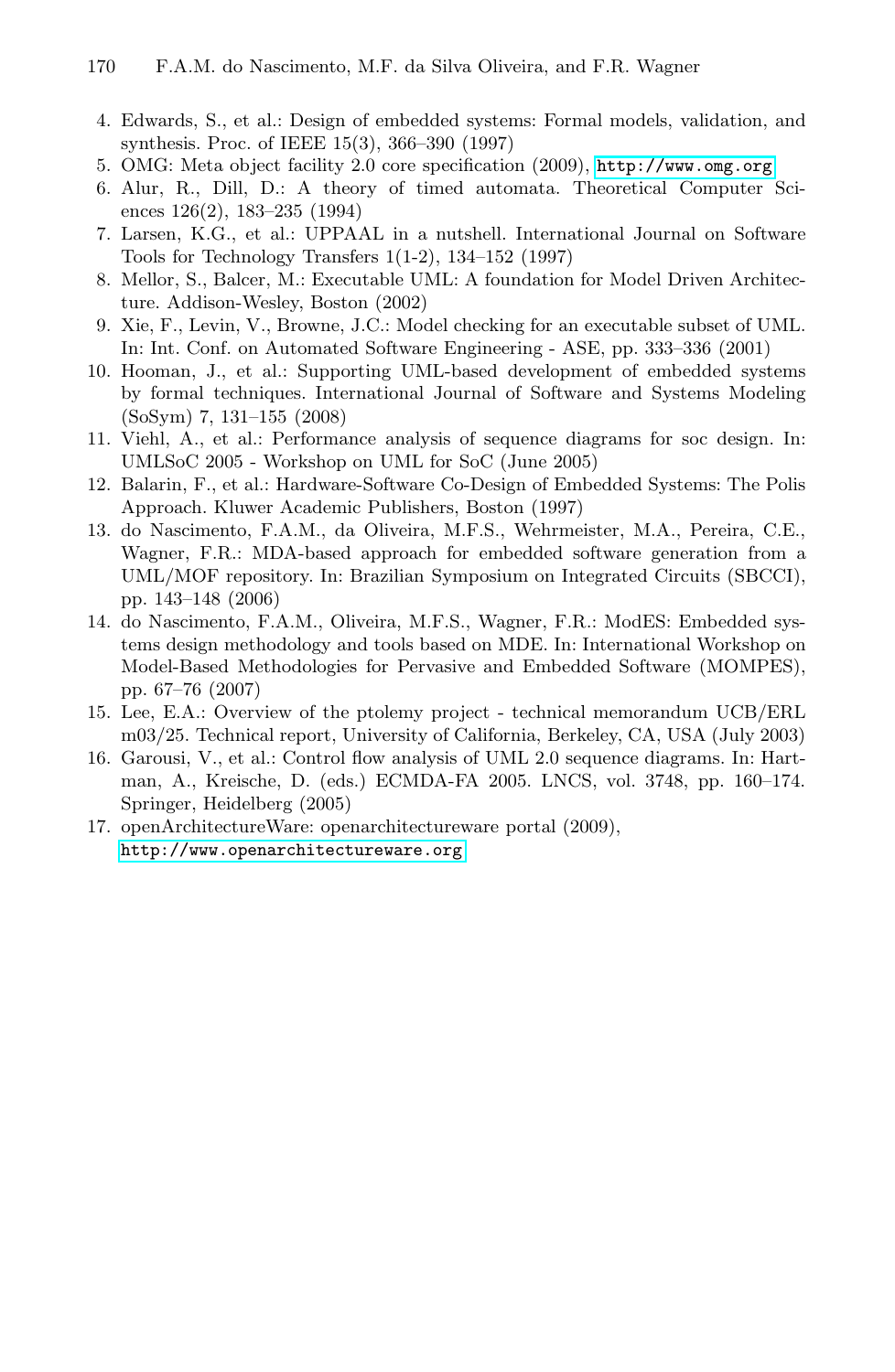4. Edwards, S., et al.: Design of embedded systems: Formal models, validation, and synthesis. Proc. of IEEE 15(3), 366–390 (1997)
5. OMG: Meta object facility 2.0 core specification (2009), http://www.omg.org
6. Alur, R., Dill, D.: A theory of timed automata. Theoretical Computer Sciences 126(2), 183–235 (1994)
7. Larsen, K.G., et al.: UPPAAL in a nutshell. International Journal on Software Tools for Technology Transfers 1(1-2), 134–152 (1997)
8. Mellor, S., Balcer, M.: Executable UML: A foundation for Model Driven Architecture. Addison-Wesley, Boston (2002)
9. Xie, F., Levin, V., Browne, J.C.: Model checking for an executable subset of UML. In: Int. Conf. on Automated Software Engineering - ASE, pp. 333–336 (2001)
10. Hooman, J., et al.: Supporting UML-based development of embedded systems by formal techniques. International Journal of Software and Systems Modeling (SoSym) 7, 131–155 (2008)
11. Viehl, A., et al.: Performance analysis of sequence diagrams for soc design. In: UMLSoC 2005 - Workshop on UML for SoC (June 2005)
12. Balarin, F., et al.: Hardware-Software Co-Design of Embedded Systems: The Polis Approach. Kluwer Academic Publishers, Boston (1997)
13. do Nascimento, F.A.M., da Oliveira, M.F.S., Wehrmeister, M.A., Pereira, C.E., Wagner, F.R.: MDA-based approach for embedded software generation from a UML/MOF repository. In: Brazilian Symposium on Integrated Circuits (SBCCI), pp. 143–148 (2006)
14. do Nascimento, F.A.M., Oliveira, M.F.S., Wagner, F.R.: ModES: Embedded systems design methodology and tools based on MDE. In: International Workshop on Model-Based Methodologies for Pervasive and Embedded Software (MOMPES), pp. 67–76 (2007)
15. Lee, E.A.: Overview of the ptolemy project - technical memorandum UCB/ERL m03/25. Technical report, University of California, Berkeley, CA, USA (July 2003)
16. Garousi, V., et al.: Control flow analysis of UML 2.0 sequence diagrams. In: Hartman, A., Kreische, D. (eds.) ECMDA-FA 2005. LNCS, vol. 3748, pp. 160–174. Springer, Heidelberg (2005)
17. openArchitectureWare: openarchitectureware portal (2009), http://www.openarchitectureware.org